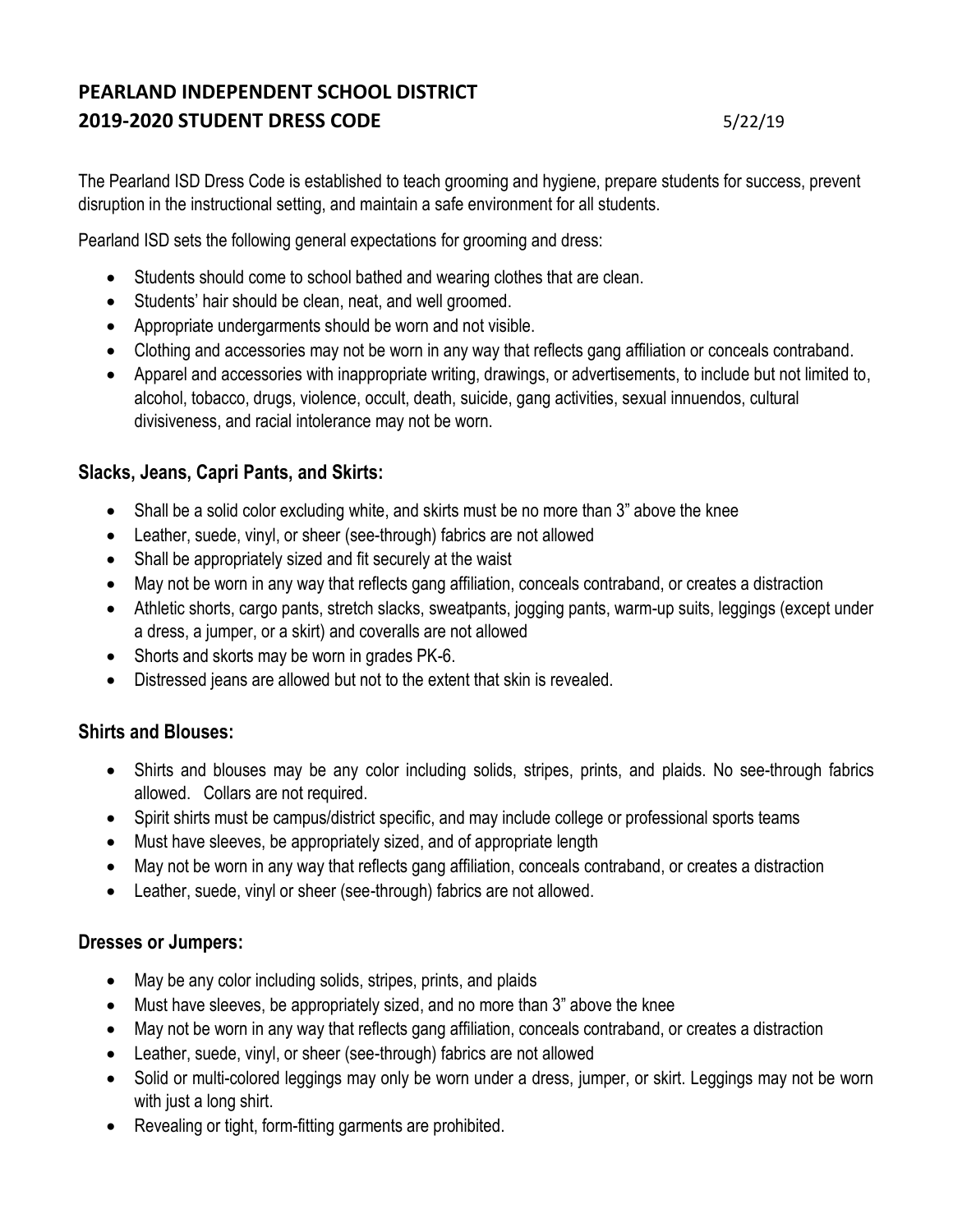# PEARLAND INDEPENDENT SCHOOL DISTRICT
# 2019-2020 STUDENT DRESS CODE

5/22/19

The Pearland ISD Dress Code is established to teach grooming and hygiene, prepare students for success, prevent disruption in the instructional setting, and maintain a safe environment for all students.

Pearland ISD sets the following general expectations for grooming and dress:

- Students should come to school bathed and wearing clothes that are clean.
- Students' hair should be clean, neat, and well groomed.
- Appropriate undergarments should be worn and not visible.
- Clothing and accessories may not be worn in any way that reflects gang affiliation or conceals contraband.
- Apparel and accessories with inappropriate writing, drawings, or advertisements, to include but not limited to, alcohol, tobacco, drugs, violence, occult, death, suicide, gang activities, sexual innuendos, cultural divisiveness, and racial intolerance may not be worn.

## Slacks, Jeans, Capri Pants, and Skirts:

- Shall be a solid color excluding white, and skirts must be no more than 3" above the knee
- Leather, suede, vinyl, or sheer (see-through) fabrics are not allowed
- Shall be appropriately sized and fit securely at the waist
- May not be worn in any way that reflects gang affiliation, conceals contraband, or creates a distraction
- Athletic shorts, cargo pants, stretch slacks, sweatpants, jogging pants, warm-up suits, leggings (except under a dress, a jumper, or a skirt) and coveralls are not allowed
- Shorts and skorts may be worn in grades PK-6.
- Distressed jeans are allowed but not to the extent that skin is revealed.

## Shirts and Blouses:

- Shirts and blouses may be any color including solids, stripes, prints, and plaids. No see-through fabrics allowed. Collars are not required.
- Spirit shirts must be campus/district specific, and may include college or professional sports teams
- Must have sleeves, be appropriately sized, and of appropriate length
- May not be worn in any way that reflects gang affiliation, conceals contraband, or creates a distraction
- Leather, suede, vinyl or sheer (see-through) fabrics are not allowed.

## Dresses or Jumpers:

- May be any color including solids, stripes, prints, and plaids
- Must have sleeves, be appropriately sized, and no more than 3" above the knee
- May not be worn in any way that reflects gang affiliation, conceals contraband, or creates a distraction
- Leather, suede, vinyl, or sheer (see-through) fabrics are not allowed
- Solid or multi-colored leggings may only be worn under a dress, jumper, or skirt. Leggings may not be worn with just a long shirt.
- Revealing or tight, form-fitting garments are prohibited.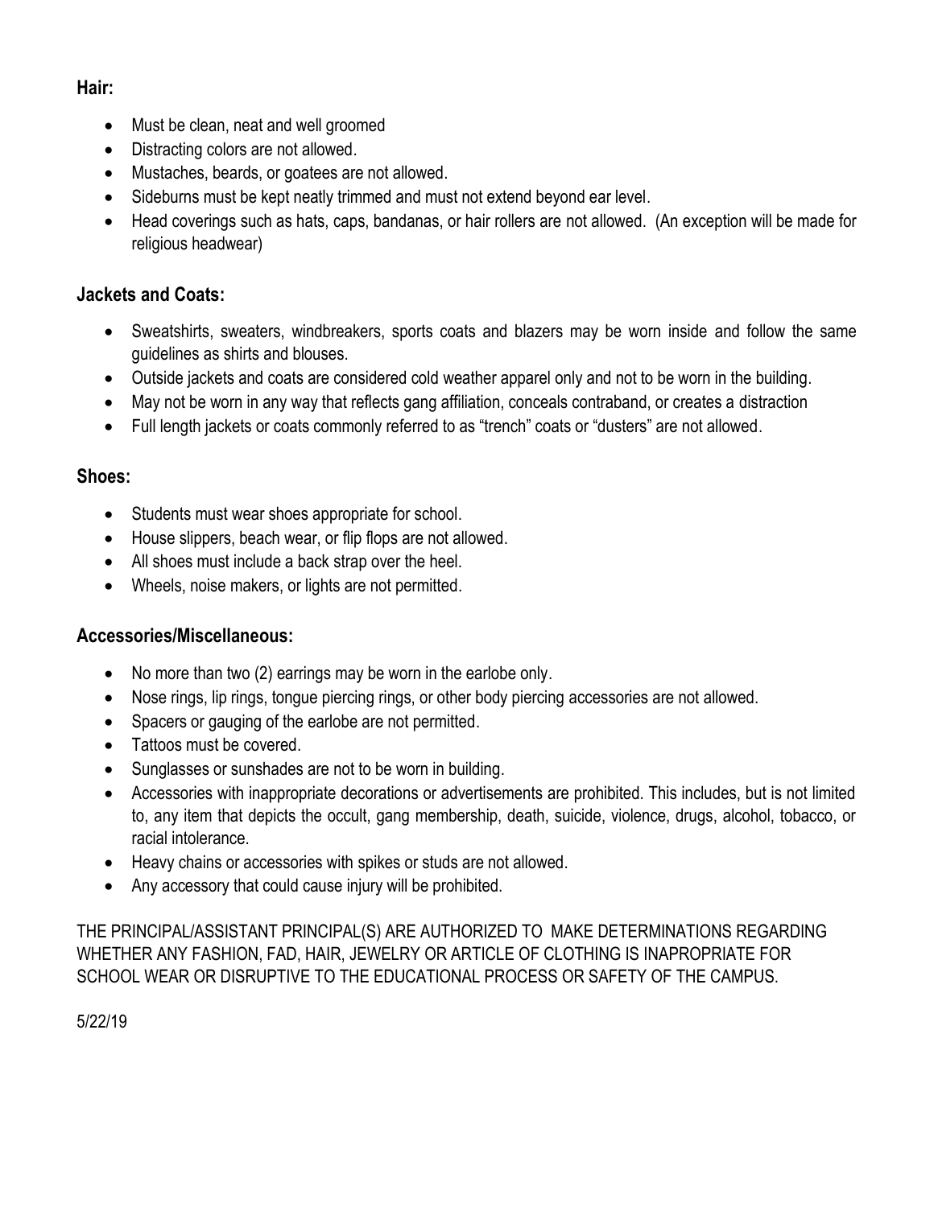**Hair:**

- Must be clean, neat and well groomed
- Distracting colors are not allowed.
- Mustaches, beards, or goatees are not allowed.
- Sideburns must be kept neatly trimmed and must not extend beyond ear level.
- Head coverings such as hats, caps, bandanas, or hair rollers are not allowed. (An exception will be made for religious headwear)

**Jackets and Coats:**

- Sweatshirts, sweaters, windbreakers, sports coats and blazers may be worn inside and follow the same guidelines as shirts and blouses.
- Outside jackets and coats are considered cold weather apparel only and not to be worn in the building.
- May not be worn in any way that reflects gang affiliation, conceals contraband, or creates a distraction
- Full length jackets or coats commonly referred to as "trench" coats or "dusters" are not allowed.

**Shoes:**

- Students must wear shoes appropriate for school.
- House slippers, beach wear, or flip flops are not allowed.
- All shoes must include a back strap over the heel.
- Wheels, noise makers, or lights are not permitted.

**Accessories/Miscellaneous:**

- No more than two (2) earrings may be worn in the earlobe only.
- Nose rings, lip rings, tongue piercing rings, or other body piercing accessories are not allowed.
- Spacers or gauging of the earlobe are not permitted.
- Tattoos must be covered.
- Sunglasses or sunshades are not to be worn in building.
- Accessories with inappropriate decorations or advertisements are prohibited. This includes, but is not limited to, any item that depicts the occult, gang membership, death, suicide, violence, drugs, alcohol, tobacco, or racial intolerance.
- Heavy chains or accessories with spikes or studs are not allowed.
- Any accessory that could cause injury will be prohibited.

THE PRINCIPAL/ASSISTANT PRINCIPAL(S) ARE AUTHORIZED TO MAKE DETERMINATIONS REGARDING WHETHER ANY FASHION, FAD, HAIR, JEWELRY OR ARTICLE OF CLOTHING IS INAPROPRIATE FOR SCHOOL WEAR OR DISRUPTIVE TO THE EDUCATIONAL PROCESS OR SAFETY OF THE CAMPUS.

5/22/19